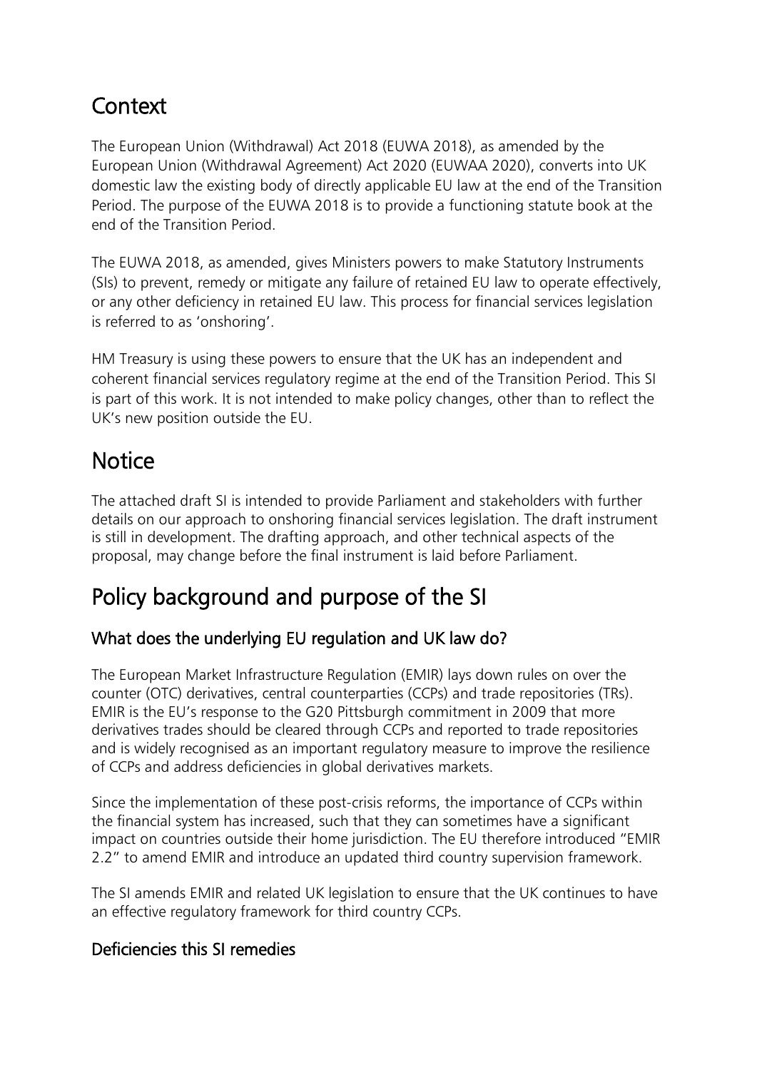## Context

The European Union (Withdrawal) Act 2018 (EUWA 2018), as amended by the European Union (Withdrawal Agreement) Act 2020 (EUWAA 2020), converts into UK domestic law the existing body of directly applicable EU law at the end of the Transition Period. The purpose of the EUWA 2018 is to provide a functioning statute book at the end of the Transition Period.

The EUWA 2018, as amended, gives Ministers powers to make Statutory Instruments (SIs) to prevent, remedy or mitigate any failure of retained EU law to operate effectively, or any other deficiency in retained EU law. This process for financial services legislation is referred to as 'onshoring'.

HM Treasury is using these powers to ensure that the UK has an independent and coherent financial services regulatory regime at the end of the Transition Period. This SI is part of this work. It is not intended to make policy changes, other than to reflect the UK's new position outside the EU.

## Notice

The attached draft SI is intended to provide Parliament and stakeholders with further details on our approach to onshoring financial services legislation. The draft instrument is still in development. The drafting approach, and other technical aspects of the proposal, may change before the final instrument is laid before Parliament.

## Policy background and purpose of the SI

### What does the underlying EU regulation and UK law do?

The European Market Infrastructure Regulation (EMIR) lays down rules on over the counter (OTC) derivatives, central counterparties (CCPs) and trade repositories (TRs). EMIR is the EU's response to the G20 Pittsburgh commitment in 2009 that more derivatives trades should be cleared through CCPs and reported to trade repositories and is widely recognised as an important regulatory measure to improve the resilience of CCPs and address deficiencies in global derivatives markets.

Since the implementation of these post-crisis reforms, the importance of CCPs within the financial system has increased, such that they can sometimes have a significant impact on countries outside their home jurisdiction. The EU therefore introduced "EMIR 2.2" to amend EMIR and introduce an updated third country supervision framework.

The SI amends EMIR and related UK legislation to ensure that the UK continues to have an effective regulatory framework for third country CCPs.

### Deficiencies this SI remedies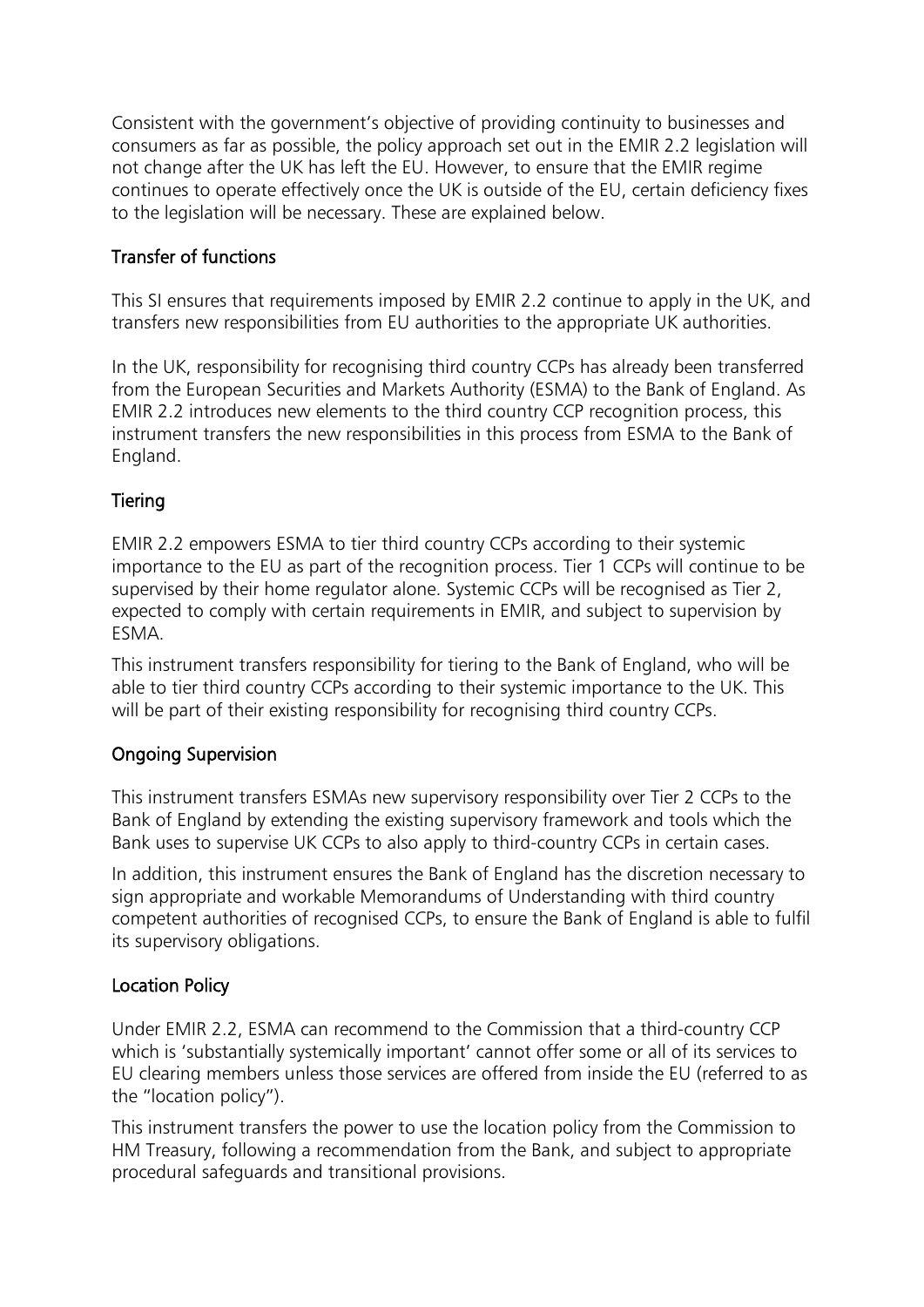Consistent with the government's objective of providing continuity to businesses and consumers as far as possible, the policy approach set out in the EMIR 2.2 legislation will not change after the UK has left the EU. However, to ensure that the EMIR regime continues to operate effectively once the UK is outside of the EU, certain deficiency fixes to the legislation will be necessary. These are explained below.

## Transfer of functions

This SI ensures that requirements imposed by EMIR 2.2 continue to apply in the UK, and transfers new responsibilities from EU authorities to the appropriate UK authorities.

In the UK, responsibility for recognising third country CCPs has already been transferred from the European Securities and Markets Authority (ESMA) to the Bank of England. As EMIR 2.2 introduces new elements to the third country CCP recognition process, this instrument transfers the new responsibilities in this process from ESMA to the Bank of England.

## Tiering

EMIR 2.2 empowers ESMA to tier third country CCPs according to their systemic importance to the EU as part of the recognition process. Tier 1 CCPs will continue to be supervised by their home regulator alone. Systemic CCPs will be recognised as Tier 2, expected to comply with certain requirements in EMIR, and subject to supervision by ESMA.

This instrument transfers responsibility for tiering to the Bank of England, who will be able to tier third country CCPs according to their systemic importance to the UK. This will be part of their existing responsibility for recognising third country CCPs.

## Ongoing Supervision

This instrument transfers ESMAs new supervisory responsibility over Tier 2 CCPs to the Bank of England by extending the existing supervisory framework and tools which the Bank uses to supervise UK CCPs to also apply to third-country CCPs in certain cases.

In addition, this instrument ensures the Bank of England has the discretion necessary to sign appropriate and workable Memorandums of Understanding with third country competent authorities of recognised CCPs, to ensure the Bank of England is able to fulfil its supervisory obligations.

## Location Policy

Under EMIR 2.2, ESMA can recommend to the Commission that a third-country CCP which is 'substantially systemically important' cannot offer some or all of its services to EU clearing members unless those services are offered from inside the EU (referred to as the "location policy").

This instrument transfers the power to use the location policy from the Commission to HM Treasury, following a recommendation from the Bank, and subject to appropriate procedural safeguards and transitional provisions.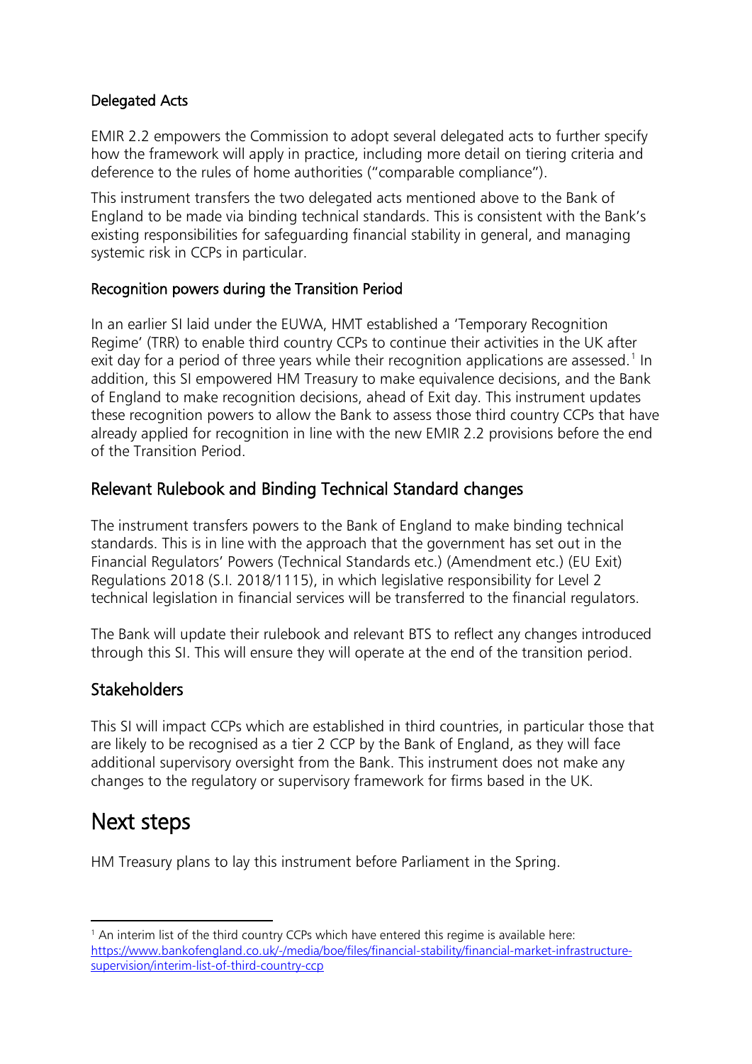### Delegated Acts

EMIR 2.2 empowers the Commission to adopt several delegated acts to further specify how the framework will apply in practice, including more detail on tiering criteria and deference to the rules of home authorities ("comparable compliance").

This instrument transfers the two delegated acts mentioned above to the Bank of England to be made via binding technical standards. This is consistent with the Bank's existing responsibilities for safeguarding financial stability in general, and managing systemic risk in CCPs in particular.

### Recognition powers during the Transition Period

In an earlier SI laid under the EUWA, HMT established a 'Temporary Recognition Regime' (TRR) to enable third country CCPs to continue their activities in the UK after exit day for a period of three years while their recognition applications are assessed.[1] In addition, this SI empowered HM Treasury to make equivalence decisions, and the Bank of England to make recognition decisions, ahead of Exit day. This instrument updates these recognition powers to allow the Bank to assess those third country CCPs that have already applied for recognition in line with the new EMIR 2.2 provisions before the end of the Transition Period.

## Relevant Rulebook and Binding Technical Standard changes

The instrument transfers powers to the Bank of England to make binding technical standards. This is in line with the approach that the government has set out in the Financial Regulators' Powers (Technical Standards etc.) (Amendment etc.) (EU Exit) Regulations 2018 (S.I. 2018/1115), in which legislative responsibility for Level 2 technical legislation in financial services will be transferred to the financial regulators.

The Bank will update their rulebook and relevant BTS to reflect any changes introduced through this SI. This will ensure they will operate at the end of the transition period.

## Stakeholders

This SI will impact CCPs which are established in third countries, in particular those that are likely to be recognised as a tier 2 CCP by the Bank of England, as they will face additional supervisory oversight from the Bank. This instrument does not make any changes to the regulatory or supervisory framework for firms based in the UK.

# Next steps

HM Treasury plans to lay this instrument before Parliament in the Spring.

---

[1] An interim list of the third country CCPs which have entered this regime is available here: https://www.bankofengland.co.uk/-/media/boe/files/financial-stability/financial-market-infrastructure-supervision/interim-list-of-third-country-ccp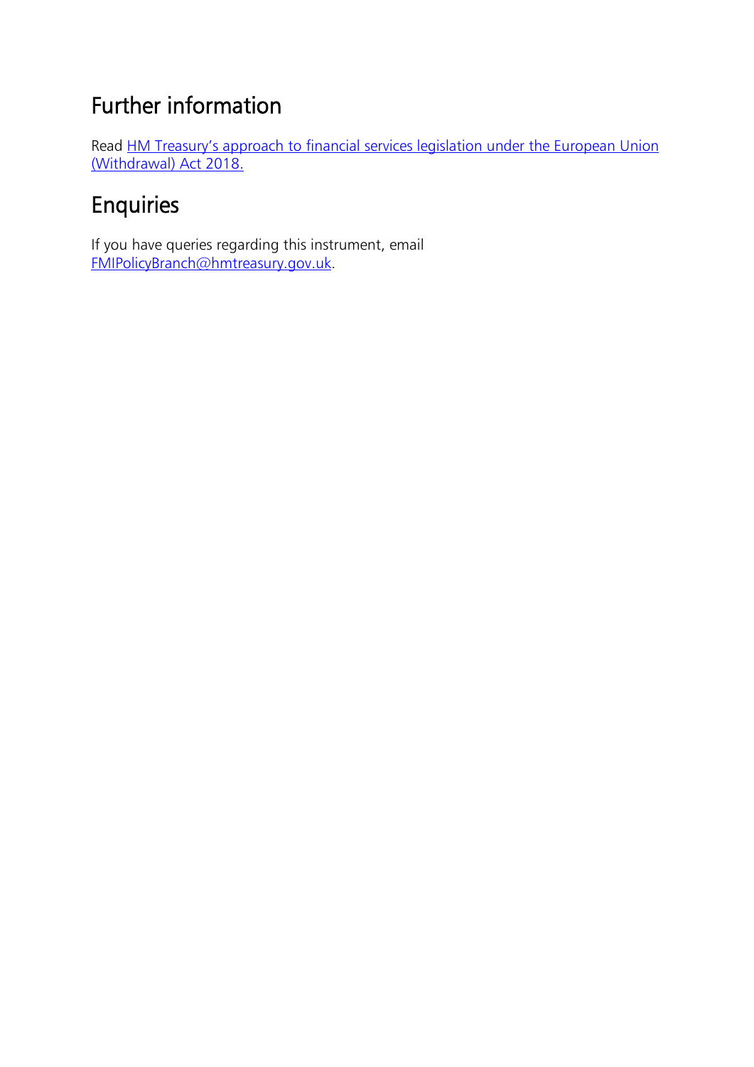## Further information

Read HM Treasury's approach to financial services legislation under the European Union (Withdrawal) Act 2018.

## Enquiries

If you have queries regarding this instrument, email FMIPolicyBranch@hmtreasury.gov.uk.